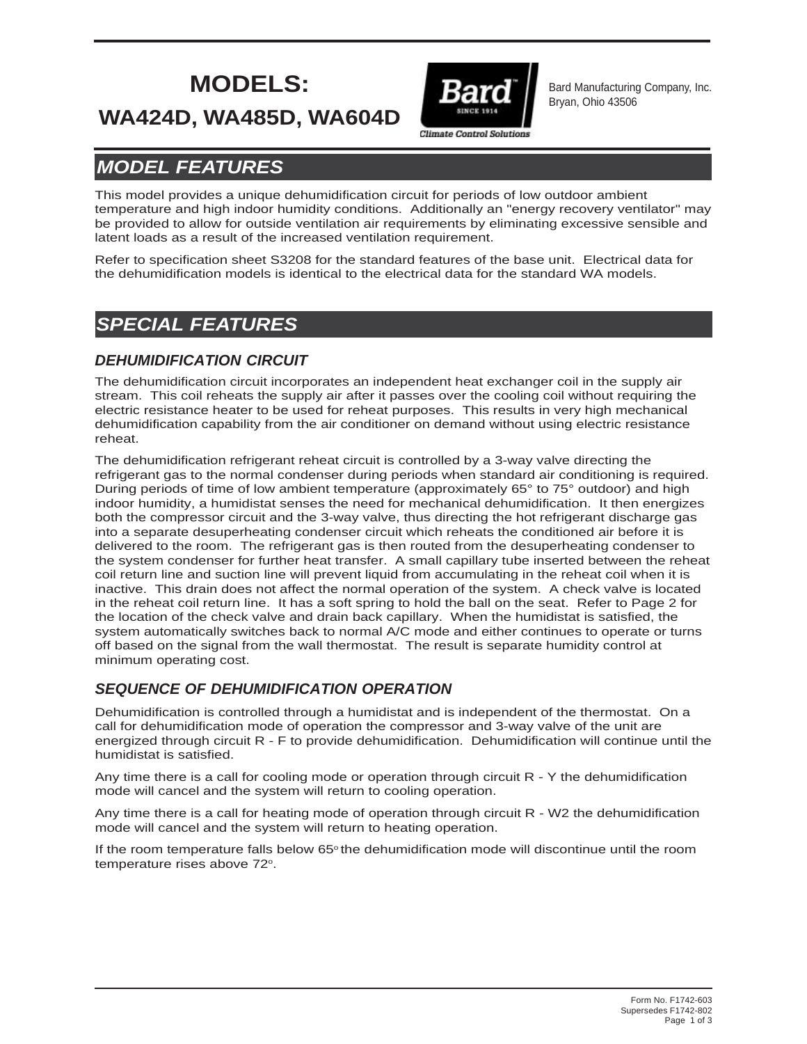# MODELS:

# WA424D, WA485D, WA604D

Bard Manufacturing Company, Inc.
Bryan, Ohio 43506

## MODEL FEATURES

This model provides a unique dehumidification circuit for periods of low outdoor ambient temperature and high indoor humidity conditions. Additionally an "energy recovery ventilator" may be provided to allow for outside ventilation air requirements by eliminating excessive sensible and latent loads as a result of the increased ventilation requirement.

Refer to specification sheet S3208 for the standard features of the base unit. Electrical data for the dehumidification models is identical to the electrical data for the standard WA models.

## SPECIAL FEATURES

### DEHUMIDIFICATION CIRCUIT

The dehumidification circuit incorporates an independent heat exchanger coil in the supply air stream. This coil reheats the supply air after it passes over the cooling coil without requiring the electric resistance heater to be used for reheat purposes. This results in very high mechanical dehumidification capability from the air conditioner on demand without using electric resistance reheat.

The dehumidification refrigerant reheat circuit is controlled by a 3-way valve directing the refrigerant gas to the normal condenser during periods when standard air conditioning is required. During periods of time of low ambient temperature (approximately 65° to 75° outdoor) and high indoor humidity, a humidistat senses the need for mechanical dehumidification. It then energizes both the compressor circuit and the 3-way valve, thus directing the hot refrigerant discharge gas into a separate desuperheating condenser circuit which reheats the conditioned air before it is delivered to the room. The refrigerant gas is then routed from the desuperheating condenser to the system condenser for further heat transfer. A small capillary tube inserted between the reheat coil return line and suction line will prevent liquid from accumulating in the reheat coil when it is inactive. This drain does not affect the normal operation of the system. A check valve is located in the reheat coil return line. It has a soft spring to hold the ball on the seat. Refer to Page 2 for the location of the check valve and drain back capillary. When the humidistat is satisfied, the system automatically switches back to normal A/C mode and either continues to operate or turns off based on the signal from the wall thermostat. The result is separate humidity control at minimum operating cost.

### SEQUENCE OF DEHUMIDIFICATION OPERATION

Dehumidification is controlled through a humidistat and is independent of the thermostat. On a call for dehumidification mode of operation the compressor and 3-way valve of the unit are energized through circuit R - F to provide dehumidification. Dehumidification will continue until the humidistat is satisfied.

Any time there is a call for cooling mode or operation through circuit R - Y the dehumidification mode will cancel and the system will return to cooling operation.

Any time there is a call for heating mode of operation through circuit R - W2 the dehumidification mode will cancel and the system will return to heating operation.

If the room temperature falls below 65° the dehumidification mode will discontinue until the room temperature rises above 72°.

Form No. F1742-603
Supersedes F1742-802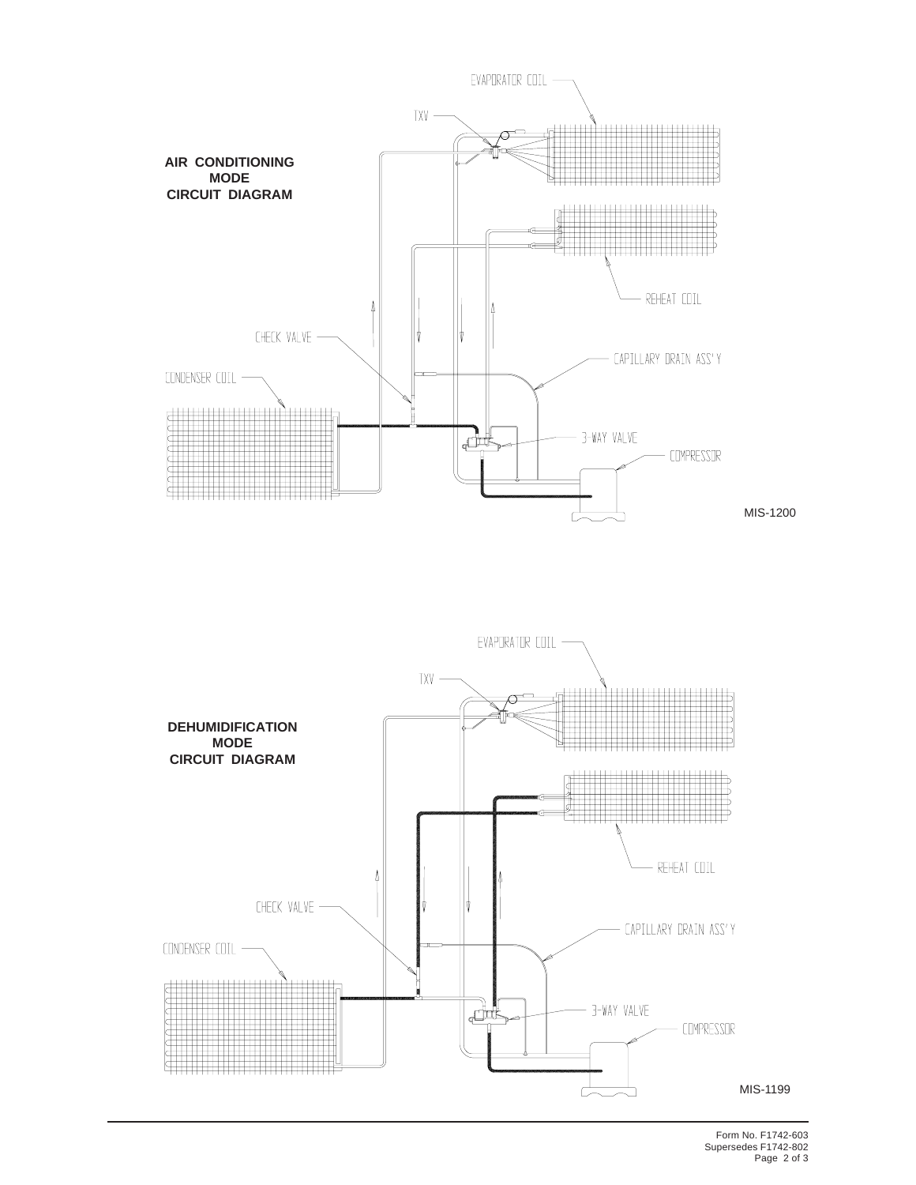**AIR CONDITIONING MODE CIRCUIT DIAGRAM**

EVAPORATOR COIL

TXV

REHEAT COIL

CHECK VALVE

CAPILLARY DRAIN ASS'Y

CONDENSER COIL

3-WAY VALVE

COMPRESSOR

MIS-1200

**DEHUMIDIFICATION MODE CIRCUIT DIAGRAM**

EVAPORATOR COIL

TXV

REHEAT COIL

CHECK VALVE

CAPILLARY DRAIN ASS'Y

CONDENSER COIL

3-WAY VALVE

COMPRESSOR

MIS-1199

Form No. F1742-603
Supersedes F1742-802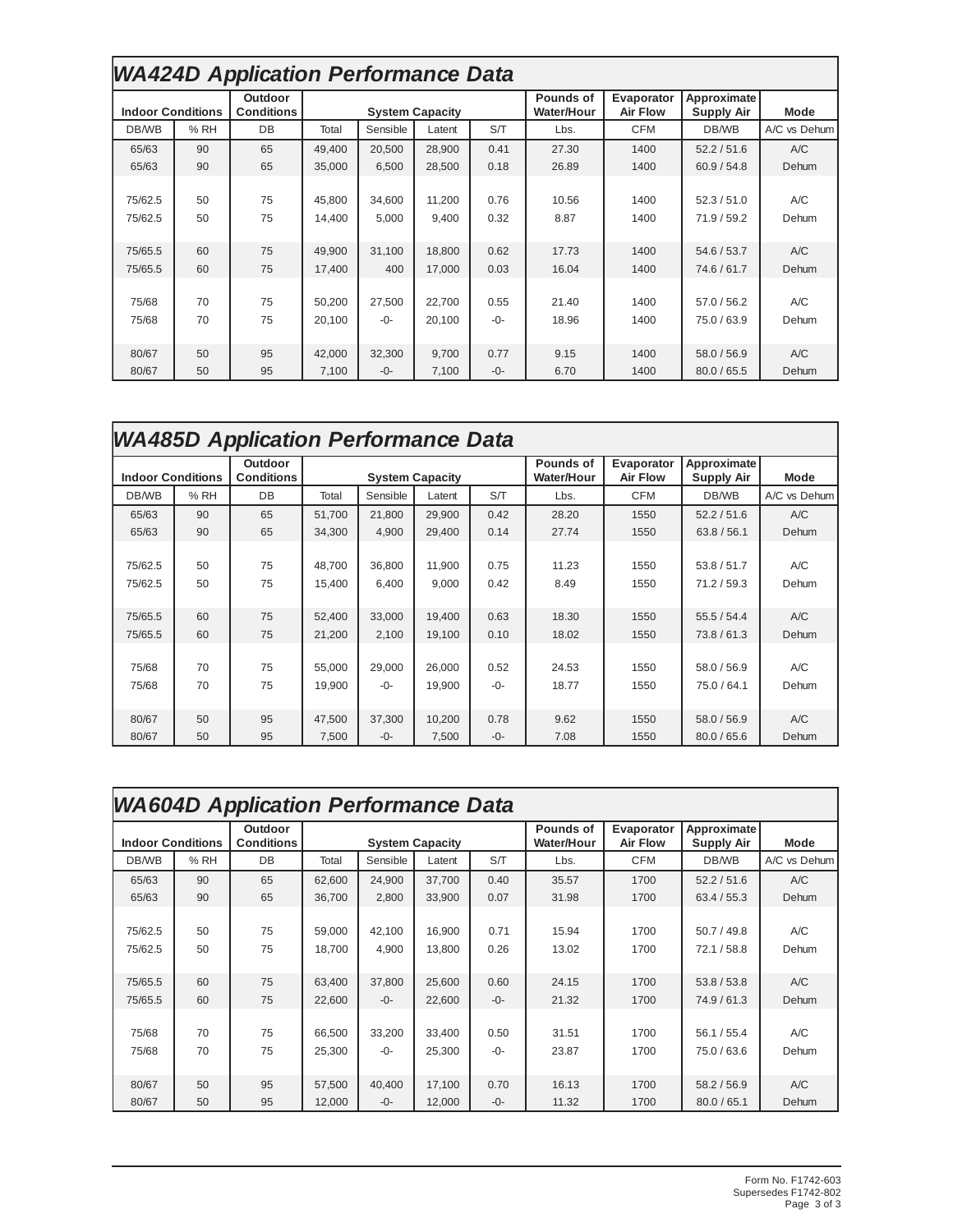## WA424D Application Performance Data

| Indoor Conditions | | Outdoor Conditions | System Capacity | | | | Pounds of Water/Hour | Evaporator Air Flow | Approximate Supply Air | Mode |
|---|---|---|---|---|---|---|---|---|---|---|
| DB/WB | % RH | DB | Total | Sensible | Latent | S/T | Lbs. | CFM | DB/WB | A/C vs Dehum |
| 65/63 | 90 | 65 | 49,400 | 20,500 | 28,900 | 0.41 | 27.30 | 1400 | 52.2 / 51.6 | A/C |
| 65/63 | 90 | 65 | 35,000 | 6,500 | 28,500 | 0.18 | 26.89 | 1400 | 60.9 / 54.8 | Dehum |
| 75/62.5 | 50 | 75 | 45,800 | 34,600 | 11,200 | 0.76 | 10.56 | 1400 | 52.3 / 51.0 | A/C |
| 75/62.5 | 50 | 75 | 14,400 | 5,000 | 9,400 | 0.32 | 8.87 | 1400 | 71.9 / 59.2 | Dehum |
| 75/65.5 | 60 | 75 | 49,900 | 31,100 | 18,800 | 0.62 | 17.73 | 1400 | 54.6 / 53.7 | A/C |
| 75/65.5 | 60 | 75 | 17,400 | 400 | 17,000 | 0.03 | 16.04 | 1400 | 74.6 / 61.7 | Dehum |
| 75/68 | 70 | 75 | 50,200 | 27,500 | 22,700 | 0.55 | 21.40 | 1400 | 57.0 / 56.2 | A/C |
| 75/68 | 70 | 75 | 20,100 | -0- | 20,100 | -0- | 18.96 | 1400 | 75.0 / 63.9 | Dehum |
| 80/67 | 50 | 95 | 42,000 | 32,300 | 9,700 | 0.77 | 9.15 | 1400 | 58.0 / 56.9 | A/C |
| 80/67 | 50 | 95 | 7,100 | -0- | 7,100 | -0- | 6.70 | 1400 | 80.0 / 65.5 | Dehum |

## WA485D Application Performance Data

| Indoor Conditions | | Outdoor Conditions | System Capacity | | | | Pounds of Water/Hour | Evaporator Air Flow | Approximate Supply Air | Mode |
|---|---|---|---|---|---|---|---|---|---|---|
| DB/WB | % RH | DB | Total | Sensible | Latent | S/T | Lbs. | CFM | DB/WB | A/C vs Dehum |
| 65/63 | 90 | 65 | 51,700 | 21,800 | 29,900 | 0.42 | 28.20 | 1550 | 52.2 / 51.6 | A/C |
| 65/63 | 90 | 65 | 34,300 | 4,900 | 29,400 | 0.14 | 27.74 | 1550 | 63.8 / 56.1 | Dehum |
| 75/62.5 | 50 | 75 | 48,700 | 36,800 | 11,900 | 0.75 | 11.23 | 1550 | 53.8 / 51.7 | A/C |
| 75/62.5 | 50 | 75 | 15,400 | 6,400 | 9,000 | 0.42 | 8.49 | 1550 | 71.2 / 59.3 | Dehum |
| 75/65.5 | 60 | 75 | 52,400 | 33,000 | 19,400 | 0.63 | 18.30 | 1550 | 55.5 / 54.4 | A/C |
| 75/65.5 | 60 | 75 | 21,200 | 2,100 | 19,100 | 0.10 | 18.02 | 1550 | 73.8 / 61.3 | Dehum |
| 75/68 | 70 | 75 | 55,000 | 29,000 | 26,000 | 0.52 | 24.53 | 1550 | 58.0 / 56.9 | A/C |
| 75/68 | 70 | 75 | 19,900 | -0- | 19,900 | -0- | 18.77 | 1550 | 75.0 / 64.1 | Dehum |
| 80/67 | 50 | 95 | 47,500 | 37,300 | 10,200 | 0.78 | 9.62 | 1550 | 58.0 / 56.9 | A/C |
| 80/67 | 50 | 95 | 7,500 | -0- | 7,500 | -0- | 7.08 | 1550 | 80.0 / 65.6 | Dehum |

## WA604D Application Performance Data

| Indoor Conditions | | Outdoor Conditions | System Capacity | | | | Pounds of Water/Hour | Evaporator Air Flow | Approximate Supply Air | Mode |
|---|---|---|---|---|---|---|---|---|---|---|
| DB/WB | % RH | DB | Total | Sensible | Latent | S/T | Lbs. | CFM | DB/WB | A/C vs Dehum |
| 65/63 | 90 | 65 | 62,600 | 24,900 | 37,700 | 0.40 | 35.57 | 1700 | 52.2 / 51.6 | A/C |
| 65/63 | 90 | 65 | 36,700 | 2,800 | 33,900 | 0.07 | 31.98 | 1700 | 63.4 / 55.3 | Dehum |
| 75/62.5 | 50 | 75 | 59,000 | 42,100 | 16,900 | 0.71 | 15.94 | 1700 | 50.7 / 49.8 | A/C |
| 75/62.5 | 50 | 75 | 18,700 | 4,900 | 13,800 | 0.26 | 13.02 | 1700 | 72.1 / 58.8 | Dehum |
| 75/65.5 | 60 | 75 | 63,400 | 37,800 | 25,600 | 0.60 | 24.15 | 1700 | 53.8 / 53.8 | A/C |
| 75/65.5 | 60 | 75 | 22,600 | -0- | 22,600 | -0- | 21.32 | 1700 | 74.9 / 61.3 | Dehum |
| 75/68 | 70 | 75 | 66,500 | 33,200 | 33,400 | 0.50 | 31.51 | 1700 | 56.1 / 55.4 | A/C |
| 75/68 | 70 | 75 | 25,300 | -0- | 25,300 | -0- | 23.87 | 1700 | 75.0 / 63.6 | Dehum |
| 80/67 | 50 | 95 | 57,500 | 40,400 | 17,100 | 0.70 | 16.13 | 1700 | 58.2 / 56.9 | A/C |
| 80/67 | 50 | 95 | 12,000 | -0- | 12,000 | -0- | 11.32 | 1700 | 80.0 / 65.1 | Dehum |

Form No. F1742-603
Supersedes F1742-802